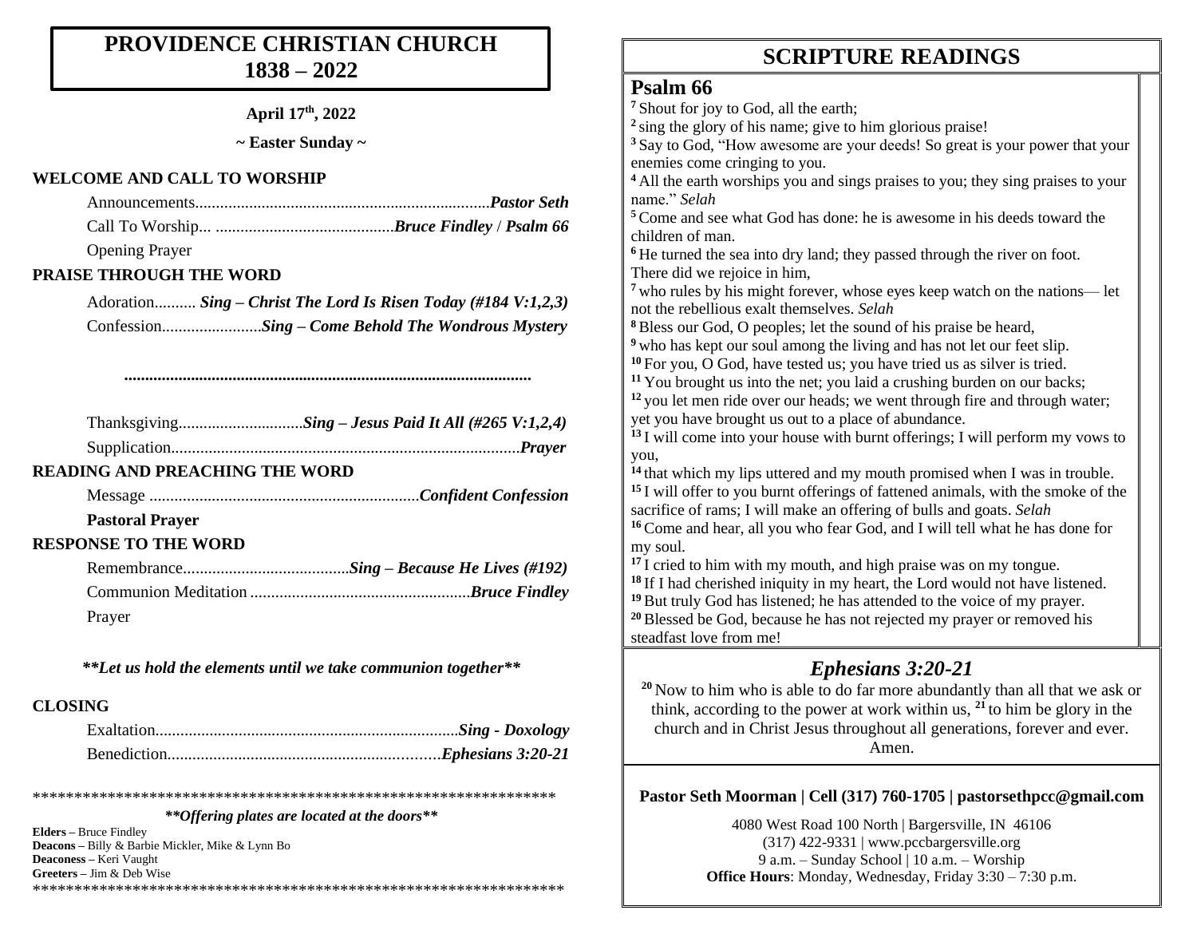# PROVIDENCE CHRISTIAN CHURCH
# 1838 – 2022

**April 17th, 2022**

**~ Easter Sunday ~**

## WELCOME AND CALL TO WORSHIP

Announcements........................................................................*Pastor Seth*

Call To Worship... ...........................................*Bruce Findley* / *Psalm 66*

Opening Prayer

## PRAISE THROUGH THE WORD

Adoration.......... ***Sing – Christ The Lord Is Risen Today (#184 V:1,2,3)***

Confession........................***Sing – Come Behold The Wondrous Mystery***

..................................................................................................

Thanksgiving..............................***Sing – Jesus Paid It All (#265 V:1,2,4)***

Supplication...................................................................................***Prayer***

## READING AND PREACHING THE WORD

Message ................................................................***Confident Confession***

**Pastoral Prayer**

## RESPONSE TO THE WORD

Remembrance........................................***Sing – Because He Lives (#192)***

Communion Meditation .....................................................***Bruce Findley***

Prayer

***\*\*Let us hold the elements until we take communion together\*\****

## CLOSING

Exaltation........................................................................***Sing - Doxology***

Benediction.................................................................***Ephesians 3:20-21***

\*\*\*\*\*\*\*\*\*\*\*\*\*\*\*\*\*\*\*\*\*\*\*\*\*\*\*\*\*\*\*\*\*\*\*\*\*\*\*\*\*\*\*\*\*\*\*\*\*\*\*\*\*\*\*\*\*\*\*\*\*\*\*\*\*\*

***\*\*Offering plates are located at the doors\*\****

**Elders –** Bruce Findley
**Deacons –** Billy & Barbie Mickler, Mike & Lynn Bo
**Deaconess –** Keri Vaught
**Greeters –** Jim & Deb Wise

\*\*\*\*\*\*\*\*\*\*\*\*\*\*\*\*\*\*\*\*\*\*\*\*\*\*\*\*\*\*\*\*\*\*\*\*\*\*\*\*\*\*\*\*\*\*\*\*\*\*\*\*\*\*\*\*\*\*\*\*\*\*\*\*\*\*

# SCRIPTURE READINGS

## Psalm 66

[7] Shout for joy to God, all the earth;
[2] sing the glory of his name; give to him glorious praise!
[3] Say to God, "How awesome are your deeds! So great is your power that your enemies come cringing to you.
[4] All the earth worships you and sings praises to you; they sing praises to your name." *Selah*
[5] Come and see what God has done: he is awesome in his deeds toward the children of man.
[6] He turned the sea into dry land; they passed through the river on foot. There did we rejoice in him,
[7] who rules by his might forever, whose eyes keep watch on the nations— let not the rebellious exalt themselves. *Selah*
[8] Bless our God, O peoples; let the sound of his praise be heard,
[9] who has kept our soul among the living and has not let our feet slip.
[10] For you, O God, have tested us; you have tried us as silver is tried.
[11] You brought us into the net; you laid a crushing burden on our backs;
[12] you let men ride over our heads; we went through fire and through water; yet you have brought us out to a place of abundance.
[13] I will come into your house with burnt offerings; I will perform my vows to you,
[14] that which my lips uttered and my mouth promised when I was in trouble.
[15] I will offer to you burnt offerings of fattened animals, with the smoke of the sacrifice of rams; I will make an offering of bulls and goats. *Selah*
[16] Come and hear, all you who fear God, and I will tell what he has done for my soul.
[17] I cried to him with my mouth, and high praise was on my tongue.
[18] If I had cherished iniquity in my heart, the Lord would not have listened.
[19] But truly God has listened; he has attended to the voice of my prayer.
[20] Blessed be God, because he has not rejected my prayer or removed his steadfast love from me!

## *Ephesians 3:20-21*

[20] Now to him who is able to do far more abundantly than all that we ask or think, according to the power at work within us, [21] to him be glory in the church and in Christ Jesus throughout all generations, forever and ever. Amen.

**Pastor Seth Moorman | Cell (317) 760-1705 | pastorsethpcc@gmail.com**

4080 West Road 100 North | Bargersville, IN 46106
(317) 422-9331 | www.pccbargersville.org
9 a.m. – Sunday School | 10 a.m. – Worship
**Office Hours**: Monday, Wednesday, Friday 3:30 – 7:30 p.m.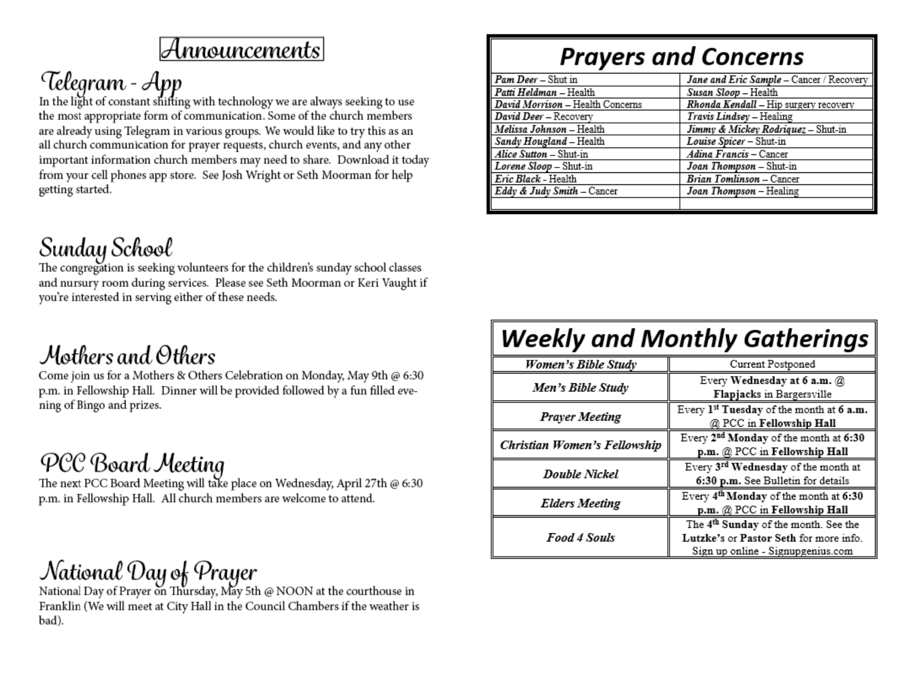# Announcements

## Telegram - App

In the light of constant shifting with technology we are always seeking to use the most appropriate form of communication. Some of the church members are already using Telegram in various groups. We would like to try this as an all church communication for prayer requests, church events, and any other important information church members may need to share. Download it today from your cell phones app store. See Josh Wright or Seth Moorman for help getting started.

## Sunday School

The congregation is seeking volunteers for the children's sunday school classes and nursury room during services. Please see Seth Moorman or Keri Vaught if you're interested in serving either of these needs.

## Mothers and Others

Come join us for a Mothers & Others Celebration on Monday, May 9th @ 6:30 p.m. in Fellowship Hall. Dinner will be provided followed by a fun filled evening of Bingo and prizes.

## PCC Board Meeting

The next PCC Board Meeting will take place on Wednesday, April 27th @ 6:30 p.m. in Fellowship Hall. All church members are welcome to attend.

## National Day of Prayer

National Day of Prayer on Thursday, May 5th @ NOON at the courthouse in Franklin (We will meet at City Hall in the Council Chambers if the weather is bad).

# Prayers and Concerns

| | |
|---|---|
| *Pam Deer* – Shut in | *Jane and Eric Sample* – Cancer / Recovery |
| *Patti Heldman* – Health | *Susan Sloop* – Health |
| *David Morrison* – Health Concerns | *Rhonda Kendall* – Hip surgery recovery |
| *David Deer* – Recovery | *Travis Lindsey* – Healing |
| *Melissa Johnson* – Health | *Jimmy & Mickey Rodriquez* – Shut-in |
| *Sandy Hougland* – Health | *Louise Spicer* – Shut-in |
| *Alice Sutton* – Shut-in | *Adina Francis* – Cancer |
| *Lorene Sloop* – Shut-in | *Joan Thompson* – Shut-in |
| *Eric Black* - Health | *Brian Tomlinson* – Cancer |
| *Eddy & Judy Smith* – Cancer | *Joan Thompson* – Healing |
| | |

# Weekly and Monthly Gatherings

| | |
|---|---|
| ***Women's Bible Study*** | Current Postponed |
| ***Men's Bible Study*** | Every **Wednesday at 6 a.m.** @ **Flapjacks** in Bargersville |
| ***Prayer Meeting*** | Every 1st **Tuesday** of the month at **6 a.m.** @ PCC in **Fellowship Hall** |
| ***Christian Women's Fellowship*** | Every **2nd Monday** of the month at **6:30 p.m.** @ PCC in **Fellowship Hall** |
| ***Double Nickel*** | Every **3rd Wednesday** of the month at **6:30 p.m.** See Bulletin for details |
| ***Elders Meeting*** | Every **4th Monday** of the month at **6:30 p.m.** @ PCC in **Fellowship Hall** |
| ***Food 4 Souls*** | The **4th Sunday** of the month. See the **Lutzke's** or **Pastor Seth** for more info. Sign up online - Signupgenius.com |